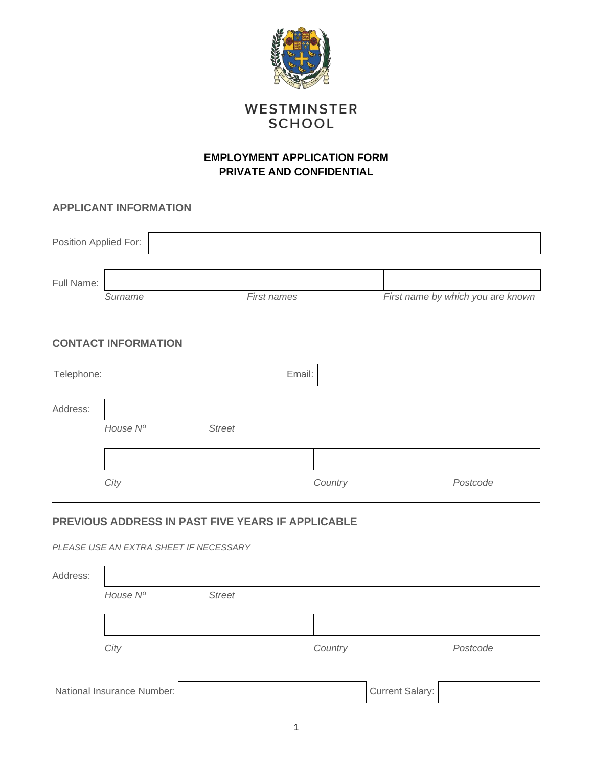WESTMINSTER SCHOOL

**EMPLOYMENT APPLICATION FORM**
**PRIVATE AND CONFIDENTIAL**

## APPLICANT INFORMATION

Position Applied For:

| Full Name: | | | |
|---|---|---|---|
| | *Surname* | *First names* | *First name by which you are known* |

---

## CONTACT INFORMATION

| Telephone: | | Email: | |
|---|---|---|---|

| Address: | | |
|---|---|---|
| | *House Nº* | *Street* |

| | | | |
|---|---|---|---|
| | *City* | *Country* | *Postcode* |

---

## PREVIOUS ADDRESS IN PAST FIVE YEARS IF APPLICABLE

*PLEASE USE AN EXTRA SHEET IF NECESSARY*

| Address: | | |
|---|---|---|
| | *House Nº* | *Street* |

| | | | |
|---|---|---|---|
| | *City* | *Country* | *Postcode* |

---

| National Insurance Number: | | Current Salary: | |
|---|---|---|---|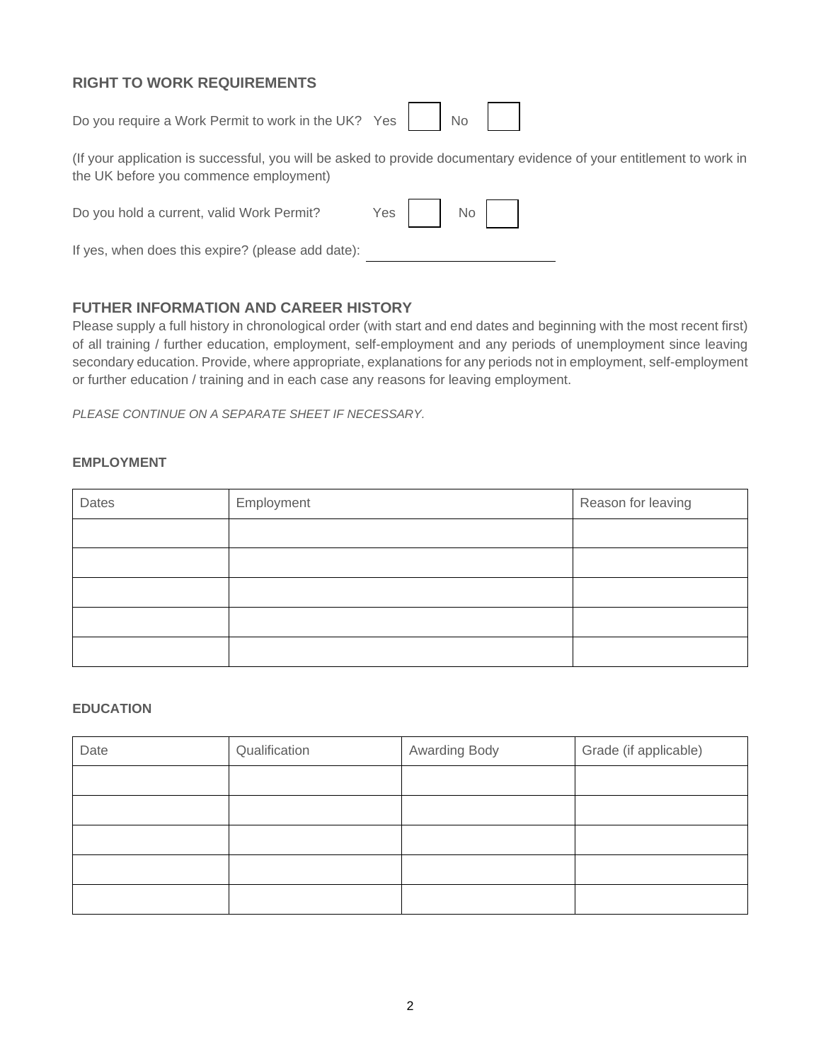## RIGHT TO WORK REQUIREMENTS

Do you require a Work Permit to work in the UK? Yes ☐ No ☐

(If your application is successful, you will be asked to provide documentary evidence of your entitlement to work in the UK before you commence employment)

Do you hold a current, valid Work Permit? Yes ☐ No ☐

If yes, when does this expire? (please add date): \_\_\_\_\_\_\_\_\_\_\_\_\_\_\_\_\_\_\_\_

## FUTHER INFORMATION AND CAREER HISTORY

Please supply a full history in chronological order (with start and end dates and beginning with the most recent first) of all training / further education, employment, self-employment and any periods of unemployment since leaving secondary education. Provide, where appropriate, explanations for any periods not in employment, self-employment or further education / training and in each case any reasons for leaving employment.

*PLEASE CONTINUE ON A SEPARATE SHEET IF NECESSARY.*

### EMPLOYMENT

| Dates | Employment | Reason for leaving |
|---|---|---|
| | | |
| | | |
| | | |
| | | |
| | | |

### EDUCATION

| Date | Qualification | Awarding Body | Grade (if applicable) |
|---|---|---|---|
| | | | |
| | | | |
| | | | |
| | | | |
| | | | |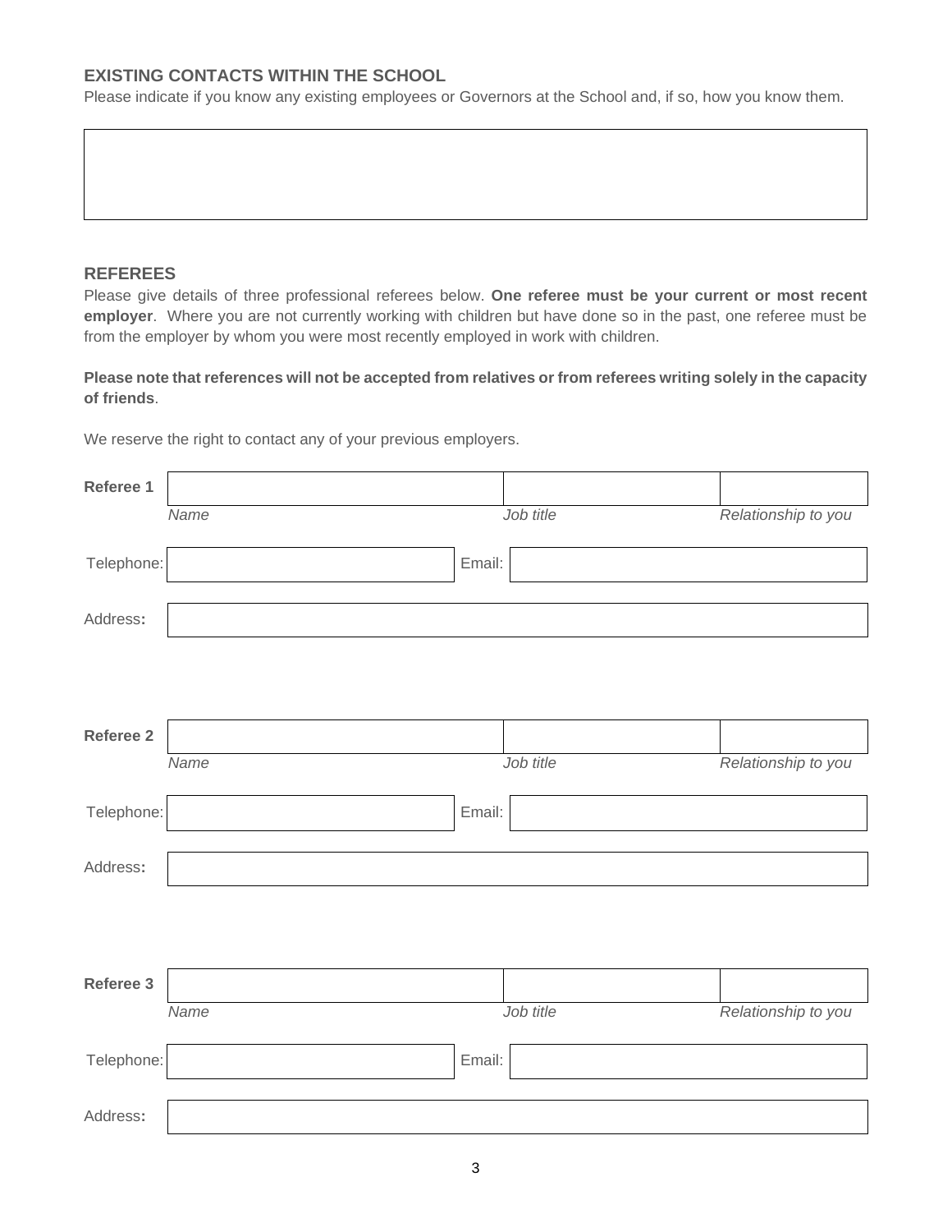## EXISTING CONTACTS WITHIN THE SCHOOL

Please indicate if you know any existing employees or Governors at the School and, if so, how you know them.

| |
|---|
| |

## REFEREES

Please give details of three professional referees below. **One referee must be your current or most recent employer**. Where you are not currently working with children but have done so in the past, one referee must be from the employer by whom you were most recently employed in work with children.

**Please note that references will not be accepted from relatives or from referees writing solely in the capacity of friends**.

We reserve the right to contact any of your previous employers.

**Referee 1**

| *Name* | *Job title* | *Relationship to you* |
|---|---|---|
| | | |

| Telephone: | | Email: | |
|---|---|---|---|

| Address**:** | |
|---|---|

**Referee 2**

| *Name* | *Job title* | *Relationship to you* |
|---|---|---|
| | | |

| Telephone: | | Email: | |
|---|---|---|---|

| Address**:** | |
|---|---|

**Referee 3**

| *Name* | *Job title* | *Relationship to you* |
|---|---|---|
| | | |

| Telephone: | | Email: | |
|---|---|---|---|

| Address**:** | |
|---|---|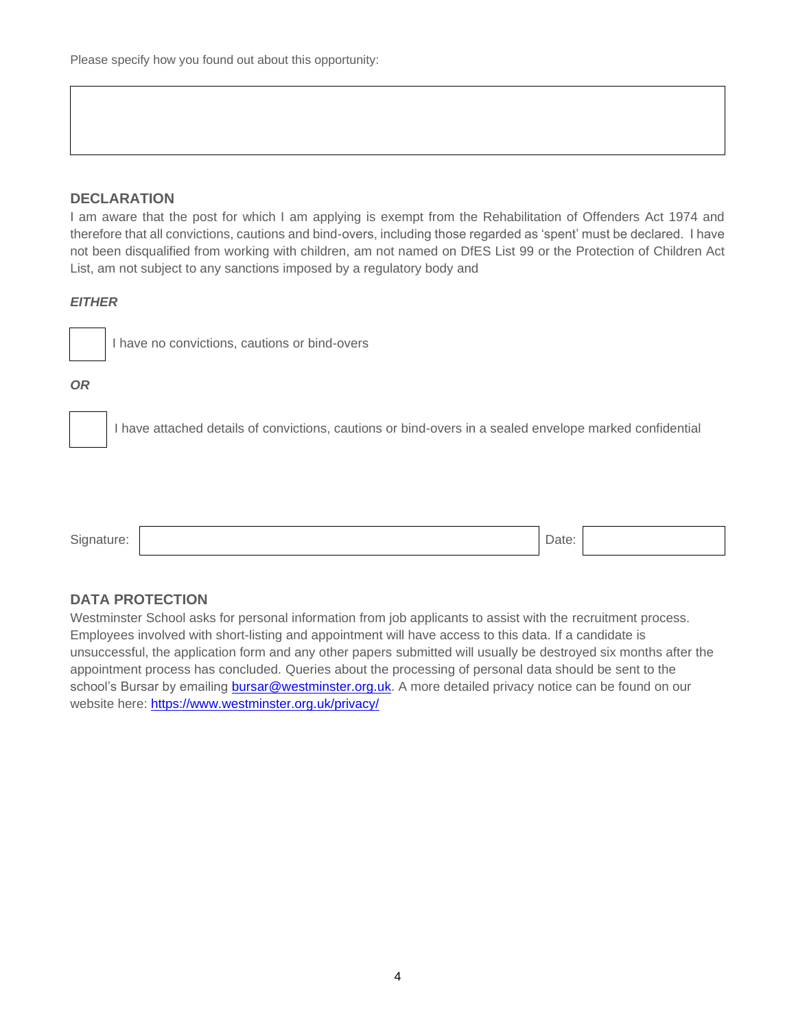Please specify how you found out about this opportunity:

## DECLARATION

I am aware that the post for which I am applying is exempt from the Rehabilitation of Offenders Act 1974 and therefore that all convictions, cautions and bind-overs, including those regarded as 'spent' must be declared. I have not been disqualified from working with children, am not named on DfES List 99 or the Protection of Children Act List, am not subject to any sanctions imposed by a regulatory body and

***EITHER***

☐ I have no convictions, cautions or bind-overs

***OR***

☐ I have attached details of convictions, cautions or bind-overs in a sealed envelope marked confidential

Signature: Date:

## DATA PROTECTION

Westminster School asks for personal information from job applicants to assist with the recruitment process. Employees involved with short-listing and appointment will have access to this data. If a candidate is unsuccessful, the application form and any other papers submitted will usually be destroyed six months after the appointment process has concluded. Queries about the processing of personal data should be sent to the school's Bursar by emailing bursar@westminster.org.uk. A more detailed privacy notice can be found on our website here: https://www.westminster.org.uk/privacy/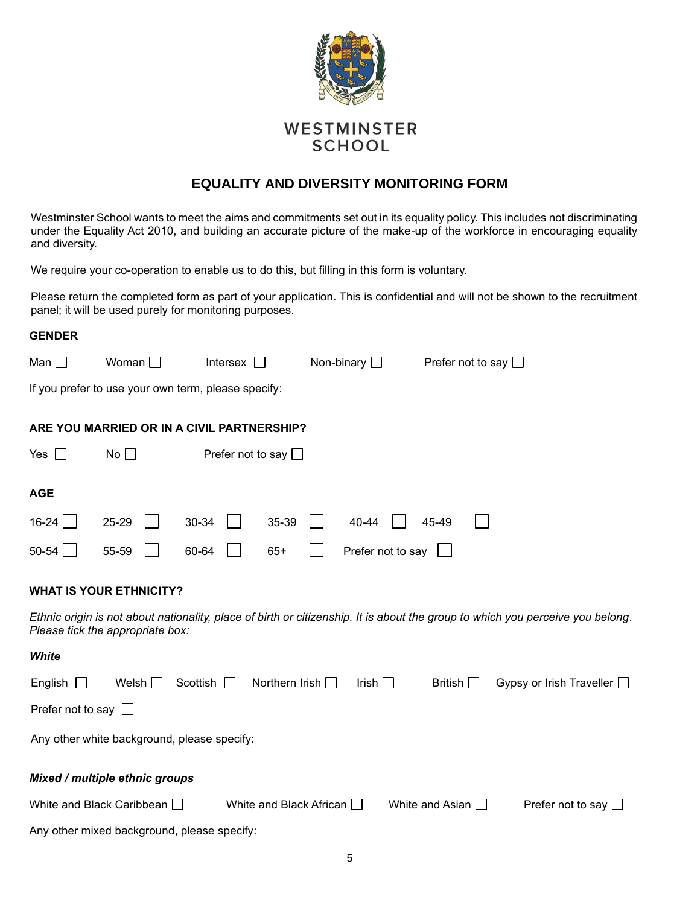WESTMINSTER SCHOOL

# EQUALITY AND DIVERSITY MONITORING FORM

Westminster School wants to meet the aims and commitments set out in its equality policy. This includes not discriminating under the Equality Act 2010, and building an accurate picture of the make-up of the workforce in encouraging equality and diversity.

We require your co-operation to enable us to do this, but filling in this form is voluntary.

Please return the completed form as part of your application. This is confidential and will not be shown to the recruitment panel; it will be used purely for monitoring purposes.

**GENDER**

Man ☐ Woman ☐ Intersex ☐ Non-binary ☐ Prefer not to say ☐

If you prefer to use your own term, please specify:

**ARE YOU MARRIED OR IN A CIVIL PARTNERSHIP?**

Yes ☐ No ☐ Prefer not to say ☐

**AGE**

16-24 ☐ 25-29 ☐ 30-34 ☐ 35-39 ☐ 40-44 ☐ 45-49 ☐

50-54 ☐ 55-59 ☐ 60-64 ☐ 65+ ☐ Prefer not to say ☐

**WHAT IS YOUR ETHNICITY?**

*Ethnic origin is not about nationality, place of birth or citizenship. It is about the group to which you perceive you belong. Please tick the appropriate box:*

***White***

English ☐ Welsh ☐ Scottish ☐ Northern Irish ☐ Irish ☐ British ☐ Gypsy or Irish Traveller ☐

Prefer not to say ☐

Any other white background, please specify:

***Mixed / multiple ethnic groups***

White and Black Caribbean ☐ White and Black African ☐ White and Asian ☐ Prefer not to say ☐

Any other mixed background, please specify: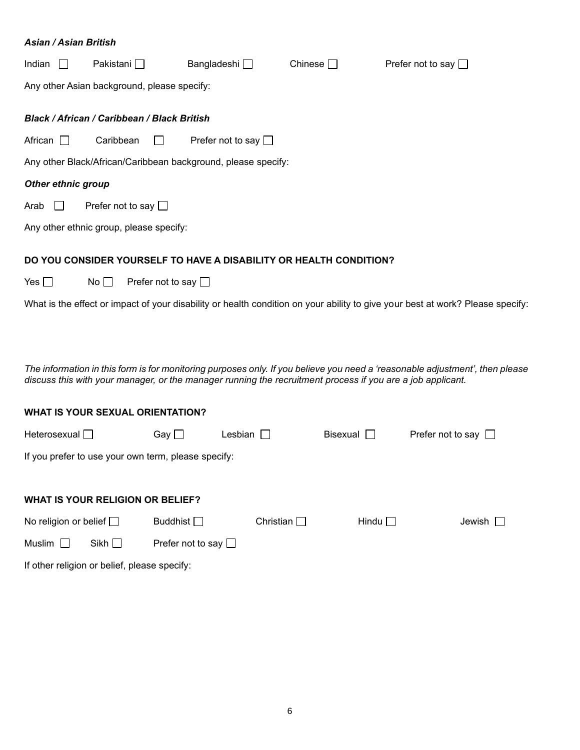***Asian / Asian British***

Indian ☐ Pakistani ☐ Bangladeshi ☐ Chinese ☐ Prefer not to say ☐

Any other Asian background, please specify:

***Black / African / Caribbean / Black British***

African ☐ Caribbean ☐ Prefer not to say ☐

Any other Black/African/Caribbean background, please specify:

***Other ethnic group***

Arab ☐ Prefer not to say ☐

Any other ethnic group, please specify:

**DO YOU CONSIDER YOURSELF TO HAVE A DISABILITY OR HEALTH CONDITION?**

Yes ☐ No ☐ Prefer not to say ☐

What is the effect or impact of your disability or health condition on your ability to give your best at work? Please specify:

*The information in this form is for monitoring purposes only. If you believe you need a 'reasonable adjustment', then please discuss this with your manager, or the manager running the recruitment process if you are a job applicant.*

**WHAT IS YOUR SEXUAL ORIENTATION?**

Heterosexual ☐ Gay ☐ Lesbian ☐ Bisexual ☐ Prefer not to say ☐

If you prefer to use your own term, please specify:

**WHAT IS YOUR RELIGION OR BELIEF?**

No religion or belief ☐ Buddhist ☐ Christian ☐ Hindu ☐ Jewish ☐

Muslim ☐ Sikh ☐ Prefer not to say ☐

If other religion or belief, please specify: